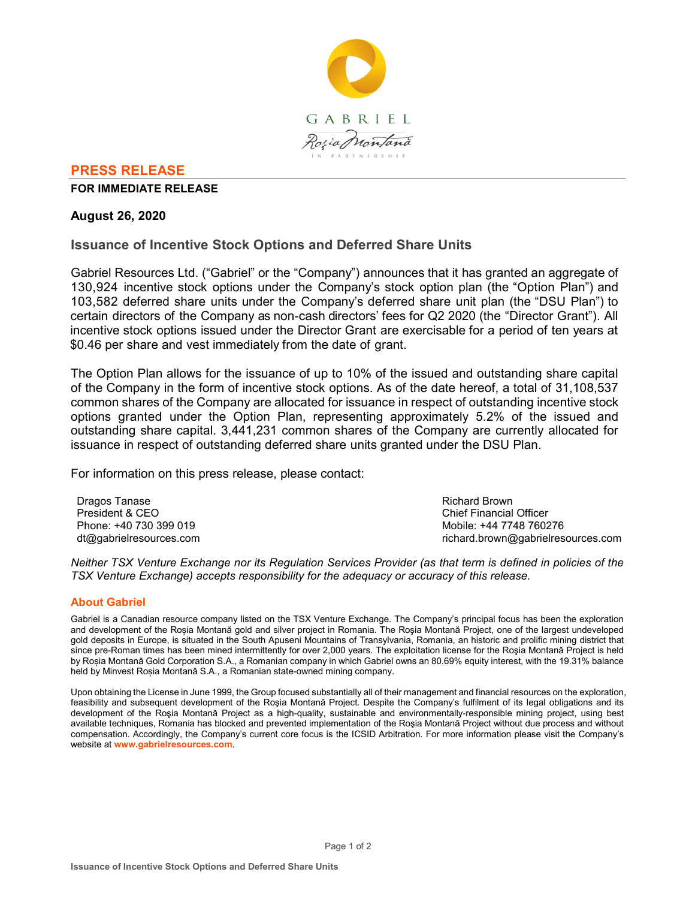GABRIEL

Roşia Montană

IN PARTNERSHIP

## PRESS RELEASE

**FOR IMMEDIATE RELEASE**

**August 26, 2020**

## Issuance of Incentive Stock Options and Deferred Share Units

Gabriel Resources Ltd. ("Gabriel" or the "Company") announces that it has granted an aggregate of 130,924 incentive stock options under the Company's stock option plan (the "Option Plan") and 103,582 deferred share units under the Company's deferred share unit plan (the "DSU Plan") to certain directors of the Company as non-cash directors' fees for Q2 2020 (the "Director Grant"). All incentive stock options issued under the Director Grant are exercisable for a period of ten years at $0.46 per share and vest immediately from the date of grant.

The Option Plan allows for the issuance of up to 10% of the issued and outstanding share capital of the Company in the form of incentive stock options. As of the date hereof, a total of 31,108,537 common shares of the Company are allocated for issuance in respect of outstanding incentive stock options granted under the Option Plan, representing approximately 5.2% of the issued and outstanding share capital. 3,441,231 common shares of the Company are currently allocated for issuance in respect of outstanding deferred share units granted under the DSU Plan.

For information on this press release, please contact:

Dragos Tanase
President & CEO
Phone: +40 730 399 019
dt@gabrielresources.com

Richard Brown
Chief Financial Officer
Mobile: +44 7748 760276
richard.brown@gabrielresources.com

*Neither TSX Venture Exchange nor its Regulation Services Provider (as that term is defined in policies of the TSX Venture Exchange) accepts responsibility for the adequacy or accuracy of this release.*

### About Gabriel

Gabriel is a Canadian resource company listed on the TSX Venture Exchange. The Company's principal focus has been the exploration and development of the Roșia Montană gold and silver project in Romania. The Roşia Montană Project, one of the largest undeveloped gold deposits in Europe, is situated in the South Apuseni Mountains of Transylvania, Romania, an historic and prolific mining district that since pre-Roman times has been mined intermittently for over 2,000 years. The exploitation license for the Roşia Montană Project is held by Roșia Montană Gold Corporation S.A., a Romanian company in which Gabriel owns an 80.69% equity interest, with the 19.31% balance held by Minvest Roșia Montană S.A., a Romanian state-owned mining company.

Upon obtaining the License in June 1999, the Group focused substantially all of their management and financial resources on the exploration, feasibility and subsequent development of the Roşia Montană Project. Despite the Company's fulfilment of its legal obligations and its development of the Roşia Montană Project as a high-quality, sustainable and environmentally-responsible mining project, using best available techniques, Romania has blocked and prevented implementation of the Roşia Montană Project without due process and without compensation. Accordingly, the Company's current core focus is the ICSID Arbitration. For more information please visit the Company's website at **www.gabrielresources.com**.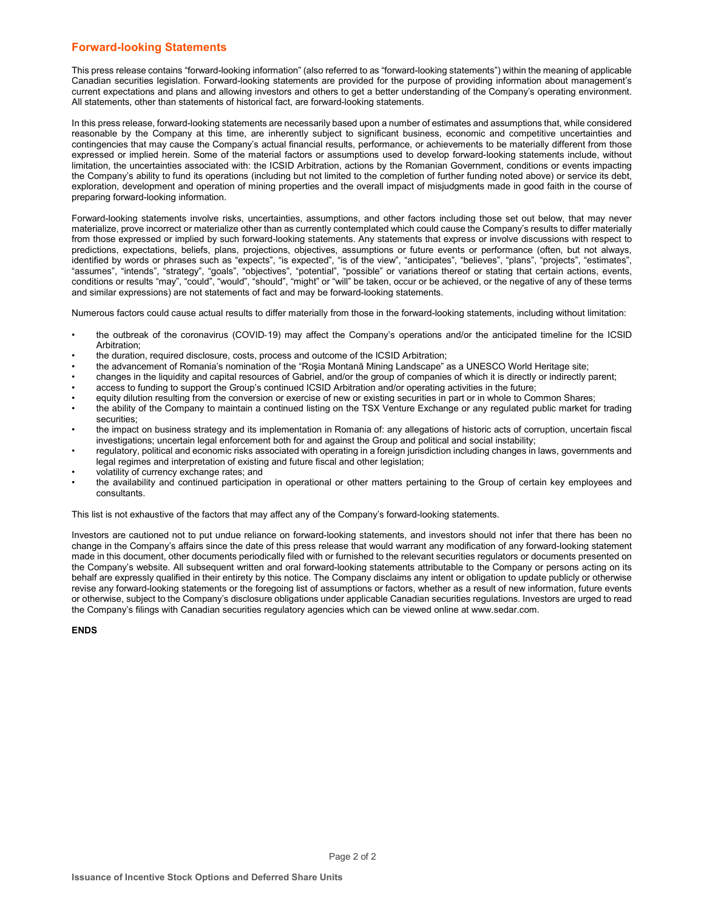## Forward-looking Statements

This press release contains "forward-looking information" (also referred to as "forward-looking statements") within the meaning of applicable Canadian securities legislation. Forward-looking statements are provided for the purpose of providing information about management's current expectations and plans and allowing investors and others to get a better understanding of the Company's operating environment. All statements, other than statements of historical fact, are forward-looking statements.

In this press release, forward-looking statements are necessarily based upon a number of estimates and assumptions that, while considered reasonable by the Company at this time, are inherently subject to significant business, economic and competitive uncertainties and contingencies that may cause the Company's actual financial results, performance, or achievements to be materially different from those expressed or implied herein. Some of the material factors or assumptions used to develop forward-looking statements include, without limitation, the uncertainties associated with: the ICSID Arbitration, actions by the Romanian Government, conditions or events impacting the Company's ability to fund its operations (including but not limited to the completion of further funding noted above) or service its debt, exploration, development and operation of mining properties and the overall impact of misjudgments made in good faith in the course of preparing forward-looking information.

Forward-looking statements involve risks, uncertainties, assumptions, and other factors including those set out below, that may never materialize, prove incorrect or materialize other than as currently contemplated which could cause the Company's results to differ materially from those expressed or implied by such forward-looking statements. Any statements that express or involve discussions with respect to predictions, expectations, beliefs, plans, projections, objectives, assumptions or future events or performance (often, but not always, identified by words or phrases such as "expects", "is expected", "is of the view", "anticipates", "believes", "plans", "projects", "estimates", "assumes", "intends", "strategy", "goals", "objectives", "potential", "possible" or variations thereof or stating that certain actions, events, conditions or results "may", "could", "would", "should", "might" or "will" be taken, occur or be achieved, or the negative of any of these terms and similar expressions) are not statements of fact and may be forward-looking statements.

Numerous factors could cause actual results to differ materially from those in the forward-looking statements, including without limitation:

- the outbreak of the coronavirus (COVID-19) may affect the Company's operations and/or the anticipated timeline for the ICSID Arbitration;
- the duration, required disclosure, costs, process and outcome of the ICSID Arbitration;
- the advancement of Romania's nomination of the "Roşia Montană Mining Landscape" as a UNESCO World Heritage site;
- changes in the liquidity and capital resources of Gabriel, and/or the group of companies of which it is directly or indirectly parent;
- access to funding to support the Group's continued ICSID Arbitration and/or operating activities in the future;
- equity dilution resulting from the conversion or exercise of new or existing securities in part or in whole to Common Shares;
- the ability of the Company to maintain a continued listing on the TSX Venture Exchange or any regulated public market for trading securities;
- the impact on business strategy and its implementation in Romania of: any allegations of historic acts of corruption, uncertain fiscal investigations; uncertain legal enforcement both for and against the Group and political and social instability;
- regulatory, political and economic risks associated with operating in a foreign jurisdiction including changes in laws, governments and legal regimes and interpretation of existing and future fiscal and other legislation;
- volatility of currency exchange rates; and
- the availability and continued participation in operational or other matters pertaining to the Group of certain key employees and consultants.

This list is not exhaustive of the factors that may affect any of the Company's forward-looking statements.

Investors are cautioned not to put undue reliance on forward-looking statements, and investors should not infer that there has been no change in the Company's affairs since the date of this press release that would warrant any modification of any forward-looking statement made in this document, other documents periodically filed with or furnished to the relevant securities regulators or documents presented on the Company's website. All subsequent written and oral forward-looking statements attributable to the Company or persons acting on its behalf are expressly qualified in their entirety by this notice. The Company disclaims any intent or obligation to update publicly or otherwise revise any forward-looking statements or the foregoing list of assumptions or factors, whether as a result of new information, future events or otherwise, subject to the Company's disclosure obligations under applicable Canadian securities regulations. Investors are urged to read the Company's filings with Canadian securities regulatory agencies which can be viewed online at www.sedar.com.

**ENDS**